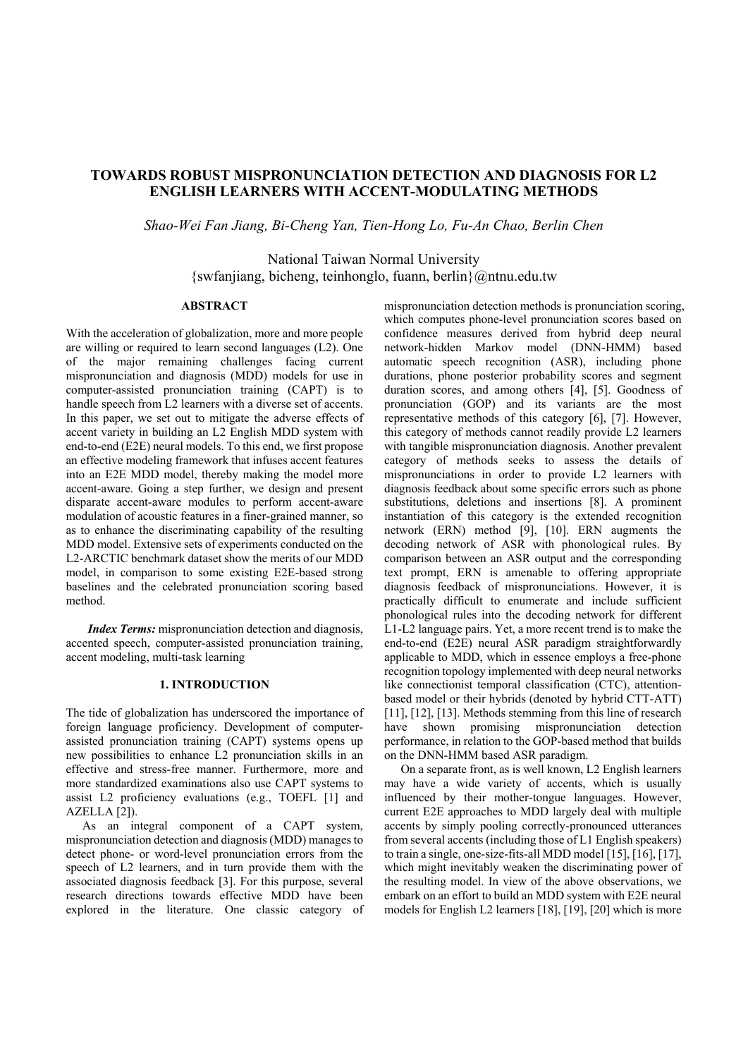# TOWARDS ROBUST MISPRONUNCIATION DETECTION AND DIAGNOSIS FOR L2 ENGLISH LEARNERS WITH ACCENT-MODULATING METHODS

*Shao-Wei Fan Jiang, Bi-Cheng Yan, Tien-Hong Lo, Fu-An Chao, Berlin Chen*

National Taiwan Normal University
{swfanjiang, bicheng, teinhonglo, fuann, berlin}@ntnu.edu.tw

## ABSTRACT

With the acceleration of globalization, more and more people are willing or required to learn second languages (L2). One of the major remaining challenges facing current mispronunciation and diagnosis (MDD) models for use in computer-assisted pronunciation training (CAPT) is to handle speech from L2 learners with a diverse set of accents. In this paper, we set out to mitigate the adverse effects of accent variety in building an L2 English MDD system with end-to-end (E2E) neural models. To this end, we first propose an effective modeling framework that infuses accent features into an E2E MDD model, thereby making the model more accent-aware. Going a step further, we design and present disparate accent-aware modules to perform accent-aware modulation of acoustic features in a finer-grained manner, so as to enhance the discriminating capability of the resulting MDD model. Extensive sets of experiments conducted on the L2-ARCTIC benchmark dataset show the merits of our MDD model, in comparison to some existing E2E-based strong baselines and the celebrated pronunciation scoring based method.

***Index Terms:*** mispronunciation detection and diagnosis, accented speech, computer-assisted pronunciation training, accent modeling, multi-task learning

## 1. INTRODUCTION

The tide of globalization has underscored the importance of foreign language proficiency. Development of computer-assisted pronunciation training (CAPT) systems opens up new possibilities to enhance L2 pronunciation skills in an effective and stress-free manner. Furthermore, more and more standardized examinations also use CAPT systems to assist L2 proficiency evaluations (e.g., TOEFL [1] and AZELLA [2]).

As an integral component of a CAPT system, mispronunciation detection and diagnosis (MDD) manages to detect phone- or word-level pronunciation errors from the speech of L2 learners, and in turn provide them with the associated diagnosis feedback [3]. For this purpose, several research directions towards effective MDD have been explored in the literature. One classic category of mispronunciation detection methods is pronunciation scoring, which computes phone-level pronunciation scores based on confidence measures derived from hybrid deep neural network-hidden Markov model (DNN-HMM) based automatic speech recognition (ASR), including phone durations, phone posterior probability scores and segment duration scores, and among others [4], [5]. Goodness of pronunciation (GOP) and its variants are the most representative methods of this category [6], [7]. However, this category of methods cannot readily provide L2 learners with tangible mispronunciation diagnosis. Another prevalent category of methods seeks to assess the details of mispronunciations in order to provide L2 learners with diagnosis feedback about some specific errors such as phone substitutions, deletions and insertions [8]. A prominent instantiation of this category is the extended recognition network (ERN) method [9], [10]. ERN augments the decoding network of ASR with phonological rules. By comparison between an ASR output and the corresponding text prompt, ERN is amenable to offering appropriate diagnosis feedback of mispronunciations. However, it is practically difficult to enumerate and include sufficient phonological rules into the decoding network for different L1-L2 language pairs. Yet, a more recent trend is to make the end-to-end (E2E) neural ASR paradigm straightforwardly applicable to MDD, which in essence employs a free-phone recognition topology implemented with deep neural networks like connectionist temporal classification (CTC), attention-based model or their hybrids (denoted by hybrid CTT-ATT) [11], [12], [13]. Methods stemming from this line of research have shown promising mispronunciation detection performance, in relation to the GOP-based method that builds on the DNN-HMM based ASR paradigm.

On a separate front, as is well known, L2 English learners may have a wide variety of accents, which is usually influenced by their mother-tongue languages. However, current E2E approaches to MDD largely deal with multiple accents by simply pooling correctly-pronounced utterances from several accents (including those of L1 English speakers) to train a single, one-size-fits-all MDD model [15], [16], [17], which might inevitably weaken the discriminating power of the resulting model. In view of the above observations, we embark on an effort to build an MDD system with E2E neural models for English L2 learners [18], [19], [20] which is more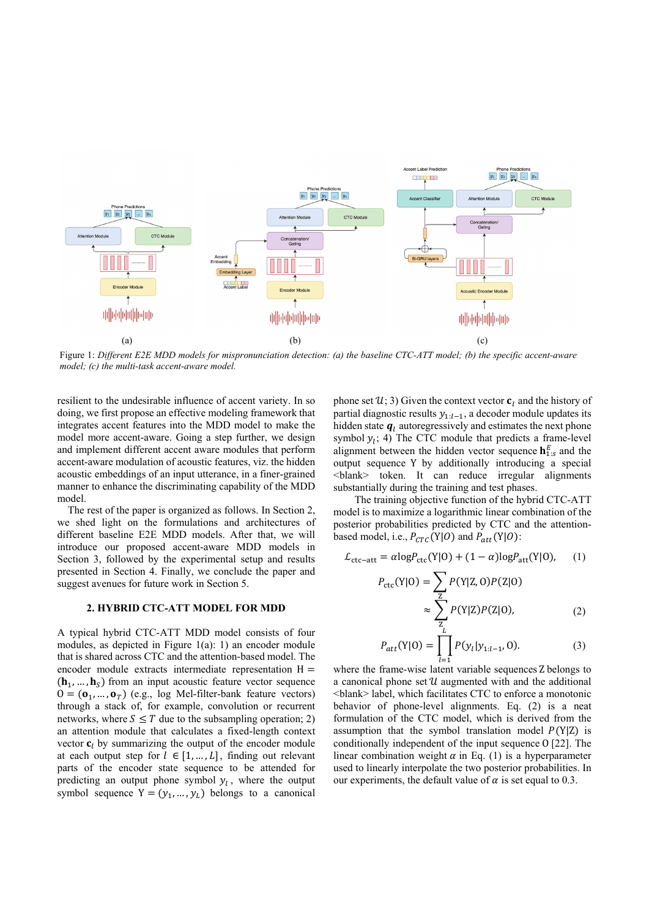Figure 1: *Different E2E MDD models for mispronunciation detection: (a) the baseline CTC-ATT model; (b) the specific accent-aware model; (c) the multi-task accent-aware model.*

resilient to the undesirable influence of accent variety. In so doing, we first propose an effective modeling framework that integrates accent features into the MDD model to make the model more accent-aware. Going a step further, we design and implement different accent aware modules that perform accent-aware modulation of acoustic features, viz. the hidden acoustic embeddings of an input utterance, in a finer-grained manner to enhance the discriminating capability of the MDD model.

The rest of the paper is organized as follows. In Section 2, we shed light on the formulations and architectures of different baseline E2E MDD models. After that, we will introduce our proposed accent-aware MDD models in Section 3, followed by the experimental setup and results presented in Section 4. Finally, we conclude the paper and suggest avenues for future work in Section 5.

## 2. HYBRID CTC-ATT MODEL FOR MDD

A typical hybrid CTC-ATT MDD model consists of four modules, as depicted in Figure 1(a): 1) an encoder module that is shared across CTC and the attention-based model. The encoder module extracts intermediate representation $\mathrm{H} = (\mathbf{h}_1, \dots, \mathbf{h}_S)$ from an input acoustic feature vector sequence $\mathrm{O} = (\mathbf{o}_1, \dots, \mathbf{o}_T)$ (e.g., log Mel-filter-bank feature vectors) through a stack of, for example, convolution or recurrent networks, where $S \leq T$ due to the subsampling operation; 2) an attention module that calculates a fixed-length context vector $\mathbf{c}_l$ by summarizing the output of the encoder module at each output step for $l \in [1, \dots, L]$, finding out relevant parts of the encoder state sequence to be attended for predicting an output phone symbol $y_l$, where the output symbol sequence $\mathrm{Y} = (y_1, \dots, y_L)$ belongs to a canonical phone set $\mathcal{U}$; 3) Given the context vector $\mathbf{c}_l$ and the history of partial diagnostic results $y_{1:l-1}$, a decoder module updates its hidden state $\boldsymbol{q}_l$ autoregressively and estimates the next phone symbol $y_l$; 4) The CTC module that predicts a frame-level alignment between the hidden vector sequence $\mathbf{h}_{1:S}^{E}$ and the output sequence Y by additionally introducing a special <blank> token. It can reduce irregular alignments substantially during the training and test phases.

The training objective function of the hybrid CTC-ATT model is to maximize a logarithmic linear combination of the posterior probabilities predicted by CTC and the attention-based model, i.e., $P_{CTC}(\mathrm{Y}|O)$ and $P_{att}(\mathrm{Y}|O)$:

$$\mathcal{L}_{\text{ctc-att}} = \alpha \log P_{\text{ctc}}(\mathrm{Y}|\mathrm{O}) + (1-\alpha)\log P_{\text{att}}(\mathrm{Y}|\mathrm{O}), \quad (1)$$

$$P_{\text{ctc}}(\mathrm{Y}|\mathrm{O}) = \sum_{\mathrm{Z}} P(\mathrm{Y}|\mathrm{Z},\mathrm{O})P(\mathrm{Z}|\mathrm{O}) \approx \sum_{\mathrm{Z}} P(\mathrm{Y}|\mathrm{Z})P(\mathrm{Z}|\mathrm{O}), \quad (2)$$

$$P_{att}(\mathrm{Y}|\mathrm{O}) = \prod_{l=1}^{L} P(y_l|y_{1:l-1},\mathrm{O}). \quad (3)$$

where the frame-wise latent variable sequences Z belongs to a canonical phone set $\mathcal{U}$ augmented with and the additional <blank> label, which facilitates CTC to enforce a monotonic behavior of phone-level alignments. Eq. (2) is a neat formulation of the CTC model, which is derived from the assumption that the symbol translation model $P(\mathrm{Y}|\mathrm{Z})$ is conditionally independent of the input sequence O [22]. The linear combination weight $\alpha$ in Eq. (1) is a hyperparameter used to linearly interpolate the two posterior probabilities. In our experiments, the default value of $\alpha$ is set equal to 0.3.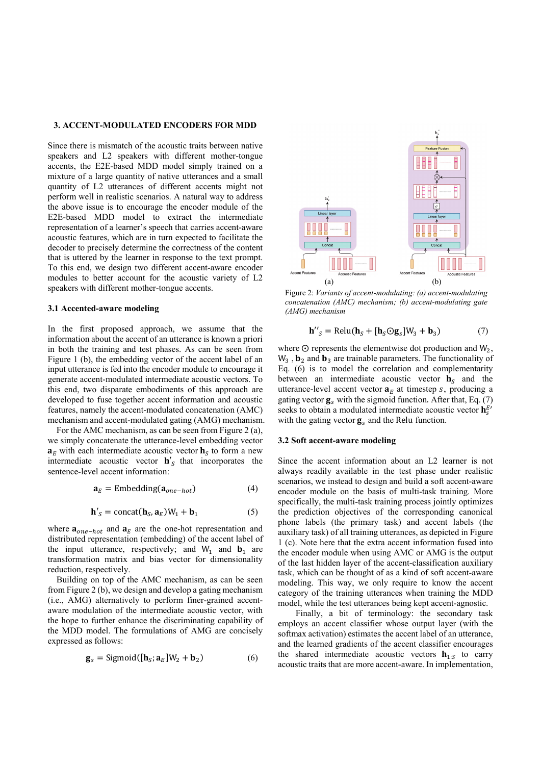## 3. ACCENT-MODULATED ENCODERS FOR MDD

Since there is mismatch of the acoustic traits between native speakers and L2 speakers with different mother-tongue accents, the E2E-based MDD model simply trained on a mixture of a large quantity of native utterances and a small quantity of L2 utterances of different accents might not perform well in realistic scenarios. A natural way to address the above issue is to encourage the encoder module of the E2E-based MDD model to extract the intermediate representation of a learner's speech that carries accent-aware acoustic features, which are in turn expected to facilitate the decoder to precisely determine the correctness of the content that is uttered by the learner in response to the text prompt. To this end, we design two different accent-aware encoder modules to better account for the acoustic variety of L2 speakers with different mother-tongue accents.

### 3.1 Accented-aware modeling

In the first proposed approach, we assume that the information about the accent of an utterance is known a priori in both the training and test phases. As can be seen from Figure 1 (b), the embedding vector of the accent label of an input utterance is fed into the encoder module to encourage it generate accent-modulated intermediate acoustic vectors. To this end, two disparate embodiments of this approach are developed to fuse together accent information and acoustic features, namely the accent-modulated concatenation (AMC) mechanism and accent-modulated gating (AMG) mechanism.

For the AMC mechanism, as can be seen from Figure 2 (a), we simply concatenate the utterance-level embedding vector $\mathbf{a}_E$ with each intermediate acoustic vector $\mathbf{h}_S$ to form a new intermediate acoustic vector $\mathbf{h}'_S$ that incorporates the sentence-level accent information:

$$\mathbf{a}_E = \text{Embedding}(\mathbf{a}_{one-hot}) \tag{4}$$

$$\mathbf{h}'_S = \text{concat}(\mathbf{h}_S, \mathbf{a}_E)\text{W}_1 + \mathbf{b}_1 \tag{5}$$

where $\mathbf{a}_{one-hot}$ and $\mathbf{a}_E$ are the one-hot representation and distributed representation (embedding) of the accent label of the input utterance, respectively; and $\text{W}_1$ and $\mathbf{b}_1$ are transformation matrix and bias vector for dimensionality reduction, respectively.

Building on top of the AMC mechanism, as can be seen from Figure 2 (b), we design and develop a gating mechanism (i.e., AMG) alternatively to perform finer-grained accent-aware modulation of the intermediate acoustic vector, with the hope to further enhance the discriminating capability of the MDD model. The formulations of AMG are concisely expressed as follows:

$$\mathbf{g}_s = \text{Sigmoid}([\mathbf{h}_S; \mathbf{a}_E]\text{W}_2 + \mathbf{b}_2) \tag{6}$$

Figure 2: *Variants of accent-modulating: (a) accent-modulating concatenation (AMC) mechanism; (b) accent-modulating gate (AMG) mechanism*

$$\mathbf{h}''_S = \text{Relu}(\mathbf{h}_S + [\mathbf{h}_S \odot \mathbf{g}_s]\text{W}_3 + \mathbf{b}_3) \tag{7}$$

where $\odot$ represents the elementwise dot production and $\text{W}_2$, $\text{W}_3$, $\mathbf{b}_2$ and $\mathbf{b}_3$ are trainable parameters. The functionality of Eq. (6) is to model the correlation and complementarity between an intermediate acoustic vector $\mathbf{h}_S$ and the utterance-level accent vector $\mathbf{a}_E$ at timestep $s$, producing a gating vector $\mathbf{g}_s$ with the sigmoid function. After that, Eq. (7) seeks to obtain a modulated intermediate acoustic vector $\mathbf{h}_S^{E\prime}$ with the gating vector $\mathbf{g}_s$ and the Relu function.

### 3.2 Soft accent-aware modeling

Since the accent information about an L2 learner is not always readily available in the test phase under realistic scenarios, we instead to design and build a soft accent-aware encoder module on the basis of multi-task training. More specifically, the multi-task training process jointly optimizes the prediction objectives of the corresponding canonical phone labels (the primary task) and accent labels (the auxiliary task) of all training utterances, as depicted in Figure 1 (c). Note here that the extra accent information fused into the encoder module when using AMC or AMG is the output of the last hidden layer of the accent-classification auxiliary task, which can be thought of as a kind of soft accent-aware modeling. This way, we only require to know the accent category of the training utterances when training the MDD model, while the test utterances being kept accent-agnostic.

Finally, a bit of terminology: the secondary task employs an accent classifier whose output layer (with the softmax activation) estimates the accent label of an utterance, and the learned gradients of the accent classifier encourages the shared intermediate acoustic vectors $\mathbf{h}_{1:S}$ to carry acoustic traits that are more accent-aware. In implementation,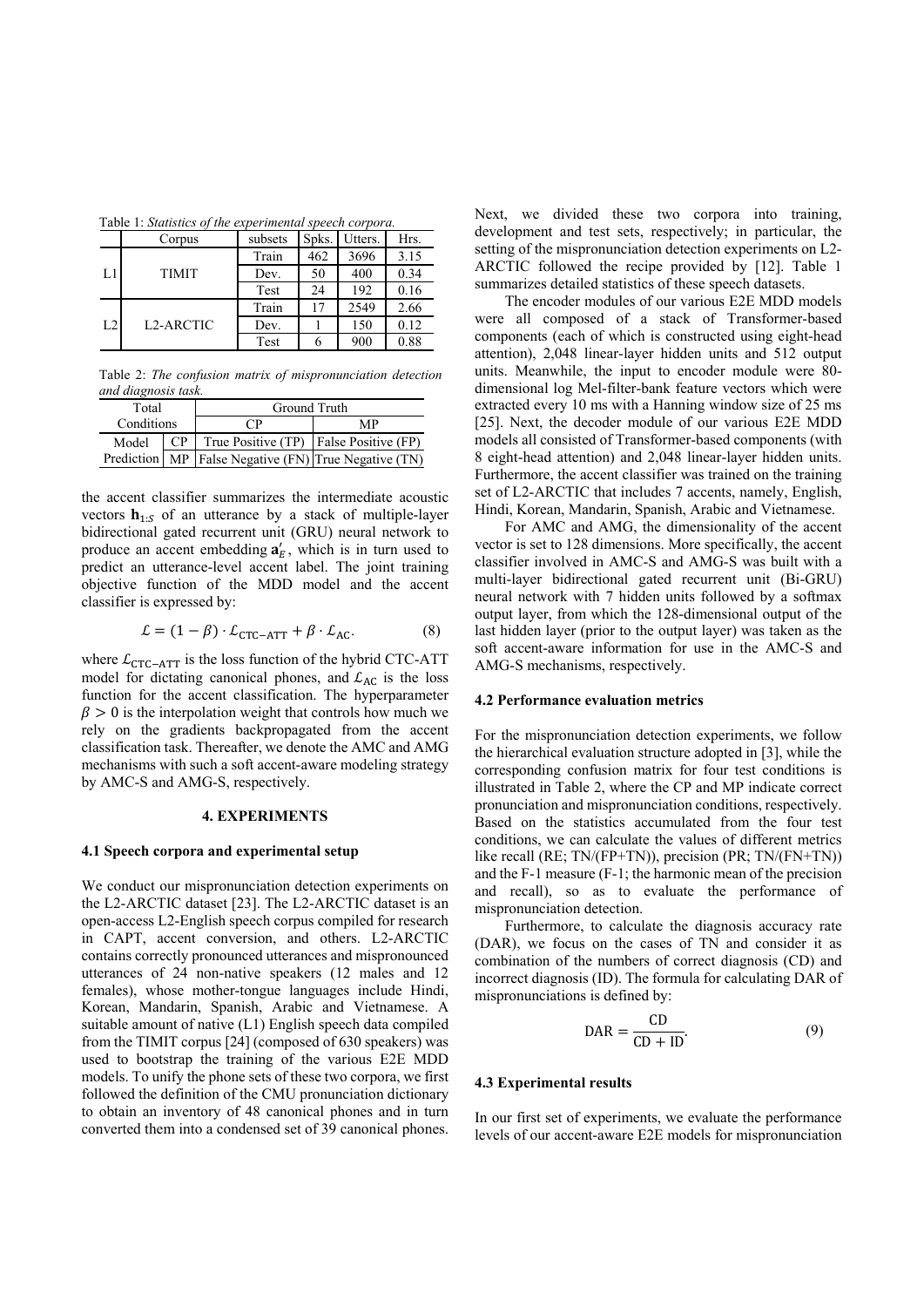Table 1: *Statistics of the experimental speech corpora.*

| | Corpus | subsets | Spks. | Utters. | Hrs. |
|---|---|---|---|---|---|
| L1 | TIMIT | Train | 462 | 3696 | 3.15 |
| | | Dev. | 50 | 400 | 0.34 |
| | | Test | 24 | 192 | 0.16 |
| L2 | L2-ARCTIC | Train | 17 | 2549 | 2.66 |
| | | Dev. | 1 | 150 | 0.12 |
| | | Test | 6 | 900 | 0.88 |

Table 2: *The confusion matrix of mispronunciation detection and diagnosis task.*

| Total Conditions | | Ground Truth | |
|---|---|---|---|
| | | CP | MP |
| Model Prediction | CP | True Positive (TP) | False Positive (FP) |
| | MP | False Negative (FN) | True Negative (TN) |

the accent classifier summarizes the intermediate acoustic vectors $\mathbf{h}_{1:S}$ of an utterance by a stack of multiple-layer bidirectional gated recurrent unit (GRU) neural network to produce an accent embedding $\mathbf{a}'_E$, which is in turn used to predict an utterance-level accent label. The joint training objective function of the MDD model and the accent classifier is expressed by:

$$\mathcal{L} = (1-\beta) \cdot \mathcal{L}_{\text{CTC-ATT}} + \beta \cdot \mathcal{L}_{\text{AC}}. \tag{8}$$

where $\mathcal{L}_{\text{CTC-ATT}}$ is the loss function of the hybrid CTC-ATT model for dictating canonical phones, and $\mathcal{L}_{\text{AC}}$ is the loss function for the accent classification. The hyperparameter $\beta > 0$ is the interpolation weight that controls how much we rely on the gradients backpropagated from the accent classification task. Thereafter, we denote the AMC and AMG mechanisms with such a soft accent-aware modeling strategy by AMC-S and AMG-S, respectively.

## 4. EXPERIMENTS

### 4.1 Speech corpora and experimental setup

We conduct our mispronunciation detection experiments on the L2-ARCTIC dataset [23]. The L2-ARCTIC dataset is an open-access L2-English speech corpus compiled for research in CAPT, accent conversion, and others. L2-ARCTIC contains correctly pronounced utterances and mispronounced utterances of 24 non-native speakers (12 males and 12 females), whose mother-tongue languages include Hindi, Korean, Mandarin, Spanish, Arabic and Vietnamese. A suitable amount of native (L1) English speech data compiled from the TIMIT corpus [24] (composed of 630 speakers) was used to bootstrap the training of the various E2E MDD models. To unify the phone sets of these two corpora, we first followed the definition of the CMU pronunciation dictionary to obtain an inventory of 48 canonical phones and in turn converted them into a condensed set of 39 canonical phones. Next, we divided these two corpora into training, development and test sets, respectively; in particular, the setting of the mispronunciation detection experiments on L2-ARCTIC followed the recipe provided by [12]. Table 1 summarizes detailed statistics of these speech datasets.

The encoder modules of our various E2E MDD models were all composed of a stack of Transformer-based components (each of which is constructed using eight-head attention), 2,048 linear-layer hidden units and 512 output units. Meanwhile, the input to encoder module were 80-dimensional log Mel-filter-bank feature vectors which were extracted every 10 ms with a Hanning window size of 25 ms [25]. Next, the decoder module of our various E2E MDD models all consisted of Transformer-based components (with 8 eight-head attention) and 2,048 linear-layer hidden units. Furthermore, the accent classifier was trained on the training set of L2-ARCTIC that includes 7 accents, namely, English, Hindi, Korean, Mandarin, Spanish, Arabic and Vietnamese.

For AMC and AMG, the dimensionality of the accent vector is set to 128 dimensions. More specifically, the accent classifier involved in AMC-S and AMG-S was built with a multi-layer bidirectional gated recurrent unit (Bi-GRU) neural network with 7 hidden units followed by a softmax output layer, from which the 128-dimensional output of the last hidden layer (prior to the output layer) was taken as the soft accent-aware information for use in the AMC-S and AMG-S mechanisms, respectively.

### 4.2 Performance evaluation metrics

For the mispronunciation detection experiments, we follow the hierarchical evaluation structure adopted in [3], while the corresponding confusion matrix for four test conditions is illustrated in Table 2, where the CP and MP indicate correct pronunciation and mispronunciation conditions, respectively. Based on the statistics accumulated from the four test conditions, we can calculate the values of different metrics like recall (RE; TN/(FP+TN)), precision (PR; TN/(FN+TN)) and the F-1 measure (F-1; the harmonic mean of the precision and recall), so as to evaluate the performance of mispronunciation detection.

Furthermore, to calculate the diagnosis accuracy rate (DAR), we focus on the cases of TN and consider it as combination of the numbers of correct diagnosis (CD) and incorrect diagnosis (ID). The formula for calculating DAR of mispronunciations is defined by:

$$\text{DAR} = \frac{\text{CD}}{\text{CD} + \text{ID}}. \tag{9}$$

### 4.3 Experimental results

In our first set of experiments, we evaluate the performance levels of our accent-aware E2E models for mispronunciation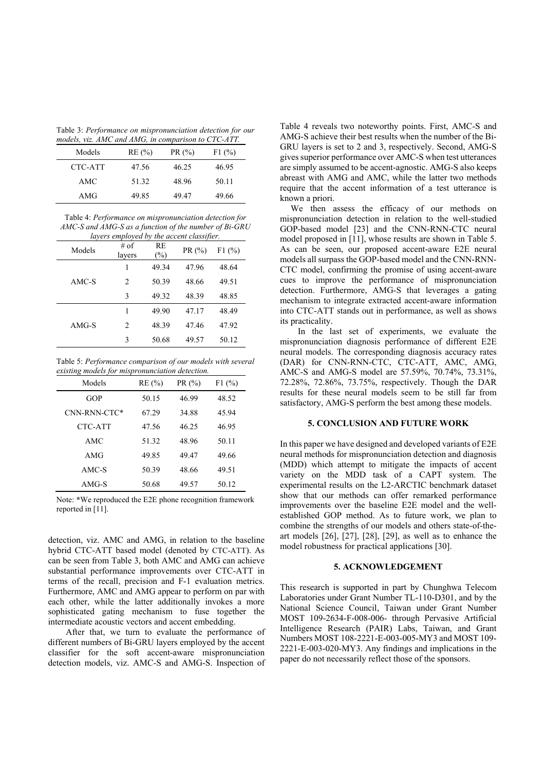Table 3: *Performance on mispronunciation detection for our models, viz. AMC and AMG, in comparison to CTC-ATT.*

| Models | RE (%) | PR (%) | F1 (%) |
|---|---|---|---|
| CTC-ATT | 47.56 | 46.25 | 46.95 |
| AMC | 51.32 | 48.96 | 50.11 |
| AMG | 49.85 | 49.47 | 49.66 |

Table 4: *Performance on mispronunciation detection for AMC-S and AMG-S as a function of the number of Bi-GRU layers employed by the accent classifier.*

| Models | # of layers | RE (%) | PR (%) | F1 (%) |
|---|---|---|---|---|
| AMC-S | 1 | 49.34 | 47.96 | 48.64 |
| | 2 | 50.39 | 48.66 | 49.51 |
| | 3 | 49.32 | 48.39 | 48.85 |
| AMG-S | 1 | 49.90 | 47.17 | 48.49 |
| | 2 | 48.39 | 47.46 | 47.92 |
| | 3 | 50.68 | 49.57 | 50.12 |

Table 5: *Performance comparison of our models with several existing models for mispronunciation detection.*

| Models | RE (%) | PR (%) | F1 (%) |
|---|---|---|---|
| GOP | 50.15 | 46.99 | 48.52 |
| CNN-RNN-CTC* | 67.29 | 34.88 | 45.94 |
| CTC-ATT | 47.56 | 46.25 | 46.95 |
| AMC | 51.32 | 48.96 | 50.11 |
| AMG | 49.85 | 49.47 | 49.66 |
| AMC-S | 50.39 | 48.66 | 49.51 |
| AMG-S | 50.68 | 49.57 | 50.12 |

Note: *We reproduced the E2E phone recognition framework reported in [11].

detection, viz. AMC and AMG, in relation to the baseline hybrid CTC-ATT based model (denoted by CTC-ATT). As can be seen from Table 3, both AMC and AMG can achieve substantial performance improvements over CTC-ATT in terms of the recall, precision and F-1 evaluation metrics. Furthermore, AMC and AMG appear to perform on par with each other, while the latter additionally invokes a more sophisticated gating mechanism to fuse together the intermediate acoustic vectors and accent embedding.

After that, we turn to evaluate the performance of different numbers of Bi-GRU layers employed by the accent classifier for the soft accent-aware mispronunciation detection models, viz. AMC-S and AMG-S. Inspection of Table 4 reveals two noteworthy points. First, AMC-S and AMG-S achieve their best results when the number of the Bi-GRU layers is set to 2 and 3, respectively. Second, AMG-S gives superior performance over AMC-S when test utterances are simply assumed to be accent-agnostic. AMG-S also keeps abreast with AMG and AMC, while the latter two methods require that the accent information of a test utterance is known a priori.

We then assess the efficacy of our methods on mispronunciation detection in relation to the well-studied GOP-based model [23] and the CNN-RNN-CTC neural model proposed in [11], whose results are shown in Table 5. As can be seen, our proposed accent-aware E2E neural models all surpass the GOP-based model and the CNN-RNN-CTC model, confirming the promise of using accent-aware cues to improve the performance of mispronunciation detection. Furthermore, AMG-S that leverages a gating mechanism to integrate extracted accent-aware information into CTC-ATT stands out in performance, as well as shows its practicality.

In the last set of experiments, we evaluate the mispronunciation diagnosis performance of different E2E neural models. The corresponding diagnosis accuracy rates (DAR) for CNN-RNN-CTC, CTC-ATT, AMC, AMG, AMC-S and AMG-S model are 57.59%, 70.74%, 73.31%, 72.28%, 72.86%, 73.75%, respectively. Though the DAR results for these neural models seem to be still far from satisfactory, AMG-S perform the best among these models.

## 5. CONCLUSION AND FUTURE WORK

In this paper we have designed and developed variants of E2E neural methods for mispronunciation detection and diagnosis (MDD) which attempt to mitigate the impacts of accent variety on the MDD task of a CAPT system. The experimental results on the L2-ARCTIC benchmark dataset show that our methods can offer remarked performance improvements over the baseline E2E model and the well-established GOP method. As to future work, we plan to combine the strengths of our models and others state-of-the-art models [26], [27], [28], [29], as well as to enhance the model robustness for practical applications [30].

## 5. ACKNOWLEDGEMENT

This research is supported in part by Chunghwa Telecom Laboratories under Grant Number TL-110-D301, and by the National Science Council, Taiwan under Grant Number MOST 109-2634-F-008-006- through Pervasive Artificial Intelligence Research (PAIR) Labs, Taiwan, and Grant Numbers MOST 108-2221-E-003-005-MY3 and MOST 109-2221-E-003-020-MY3. Any findings and implications in the paper do not necessarily reflect those of the sponsors.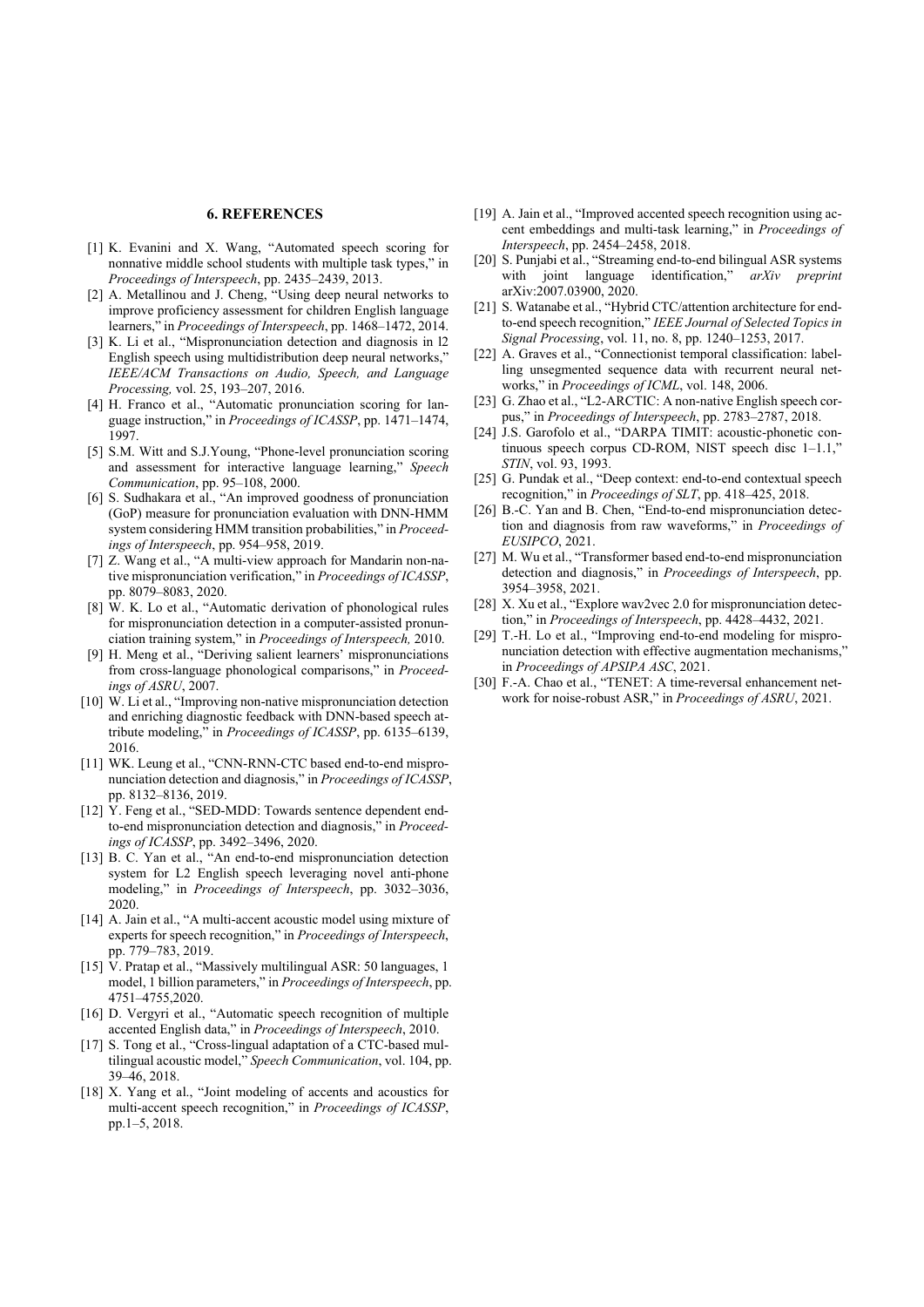## 6. REFERENCES

[1] K. Evanini and X. Wang, "Automated speech scoring for nonnative middle school students with multiple task types," in *Proceedings of Interspeech*, pp. 2435–2439, 2013.

[2] A. Metallinou and J. Cheng, "Using deep neural networks to improve proficiency assessment for children English language learners," in *Proceedings of Interspeech*, pp. 1468–1472, 2014.

[3] K. Li et al., "Mispronunciation detection and diagnosis in l2 English speech using multidistribution deep neural networks," *IEEE/ACM Transactions on Audio, Speech, and Language Processing,* vol. 25, 193–207, 2016.

[4] H. Franco et al., "Automatic pronunciation scoring for language instruction," in *Proceedings of ICASSP*, pp. 1471–1474, 1997.

[5] S.M. Witt and S.J.Young, "Phone-level pronunciation scoring and assessment for interactive language learning," *Speech Communication*, pp. 95–108, 2000.

[6] S. Sudhakara et al., "An improved goodness of pronunciation (GoP) measure for pronunciation evaluation with DNN-HMM system considering HMM transition probabilities," in *Proceedings of Interspeech*, pp. 954–958, 2019.

[7] Z. Wang et al., "A multi-view approach for Mandarin non-native mispronunciation verification," in *Proceedings of ICASSP*, pp. 8079–8083, 2020.

[8] W. K. Lo et al., "Automatic derivation of phonological rules for mispronunciation detection in a computer-assisted pronunciation training system," in *Proceedings of Interspeech,* 2010.

[9] H. Meng et al., "Deriving salient learners' mispronunciations from cross-language phonological comparisons," in *Proceedings of ASRU*, 2007.

[10] W. Li et al., "Improving non-native mispronunciation detection and enriching diagnostic feedback with DNN-based speech attribute modeling," in *Proceedings of ICASSP*, pp. 6135–6139, 2016.

[11] WK. Leung et al., "CNN-RNN-CTC based end-to-end mispronunciation detection and diagnosis," in *Proceedings of ICASSP*, pp. 8132–8136, 2019.

[12] Y. Feng et al., "SED-MDD: Towards sentence dependent end-to-end mispronunciation detection and diagnosis," in *Proceedings of ICASSP*, pp. 3492–3496, 2020.

[13] B. C. Yan et al., "An end-to-end mispronunciation detection system for L2 English speech leveraging novel anti-phone modeling," in *Proceedings of Interspeech*, pp. 3032–3036, 2020.

[14] A. Jain et al., "A multi-accent acoustic model using mixture of experts for speech recognition," in *Proceedings of Interspeech*, pp. 779–783, 2019.

[15] V. Pratap et al., "Massively multilingual ASR: 50 languages, 1 model, 1 billion parameters," in *Proceedings of Interspeech*, pp. 4751–4755,2020.

[16] D. Vergyri et al., "Automatic speech recognition of multiple accented English data," in *Proceedings of Interspeech*, 2010.

[17] S. Tong et al., "Cross-lingual adaptation of a CTC-based multilingual acoustic model," *Speech Communication*, vol. 104, pp. 39–46, 2018.

[18] X. Yang et al., "Joint modeling of accents and acoustics for multi-accent speech recognition," in *Proceedings of ICASSP*, pp.1–5, 2018.

[19] A. Jain et al., "Improved accented speech recognition using accent embeddings and multi-task learning," in *Proceedings of Interspeech*, pp. 2454–2458, 2018.

[20] S. Punjabi et al., "Streaming end-to-end bilingual ASR systems with joint language identification," *arXiv preprint* arXiv:2007.03900, 2020.

[21] S. Watanabe et al., "Hybrid CTC/attention architecture for end-to-end speech recognition," *IEEE Journal of Selected Topics in Signal Processing*, vol. 11, no. 8, pp. 1240–1253, 2017.

[22] A. Graves et al., "Connectionist temporal classification: labelling unsegmented sequence data with recurrent neural networks," in *Proceedings of ICML*, vol. 148, 2006.

[23] G. Zhao et al., "L2-ARCTIC: A non-native English speech corpus," in *Proceedings of Interspeech*, pp. 2783–2787, 2018.

[24] J.S. Garofolo et al., "DARPA TIMIT: acoustic-phonetic continuous speech corpus CD-ROM, NIST speech disc 1–1.1," *STIN*, vol. 93, 1993.

[25] G. Pundak et al., "Deep context: end-to-end contextual speech recognition," in *Proceedings of SLT*, pp. 418–425, 2018.

[26] B.-C. Yan and B. Chen, "End-to-end mispronunciation detection and diagnosis from raw waveforms," in *Proceedings of EUSIPCO*, 2021.

[27] M. Wu et al., "Transformer based end-to-end mispronunciation detection and diagnosis," in *Proceedings of Interspeech*, pp. 3954–3958, 2021.

[28] X. Xu et al., "Explore wav2vec 2.0 for mispronunciation detection," in *Proceedings of Interspeech*, pp. 4428–4432, 2021.

[29] T.-H. Lo et al., "Improving end-to-end modeling for mispronunciation detection with effective augmentation mechanisms," in *Proceedings of APSIPA ASC*, 2021.

[30] F.-A. Chao et al., "TENET: A time-reversal enhancement network for noise-robust ASR," in *Proceedings of ASRU*, 2021.